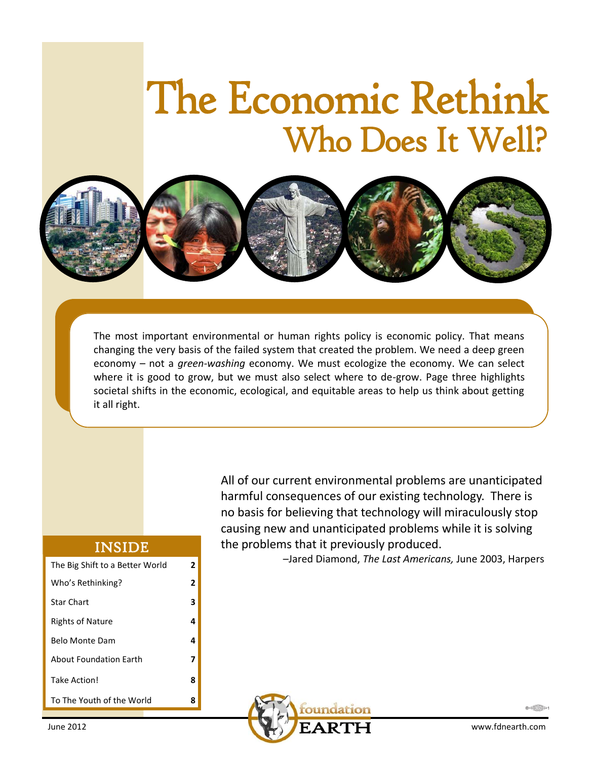# The Economic Rethink
## Who Does It Well?

The most important environmental or human rights policy is economic policy. That means changing the very basis of the failed system that created the problem. We need a deep green economy – not a *green-washing* economy. We must ecologize the economy. We can select where it is good to grow, but we must also select where to de-grow. Page three highlights societal shifts in the economic, ecological, and equitable areas to help us think about getting it all right.

All of our current environmental problems are unanticipated harmful consequences of our existing technology. There is no basis for believing that technology will miraculously stop causing new and unanticipated problems while it is solving the problems that it previously produced.

–Jared Diamond, *The Last Americans,* June 2003, Harpers

## INSIDE

| | |
|---|---|
| The Big Shift to a Better World | 2 |
| Who's Rethinking? | 2 |
| Star Chart | 3 |
| Rights of Nature | 4 |
| Belo Monte Dam | 4 |
| About Foundation Earth | 7 |
| Take Action! | 8 |
| To The Youth of the World | 8 |

June 2012

foundation EARTH

www.fdnearth.com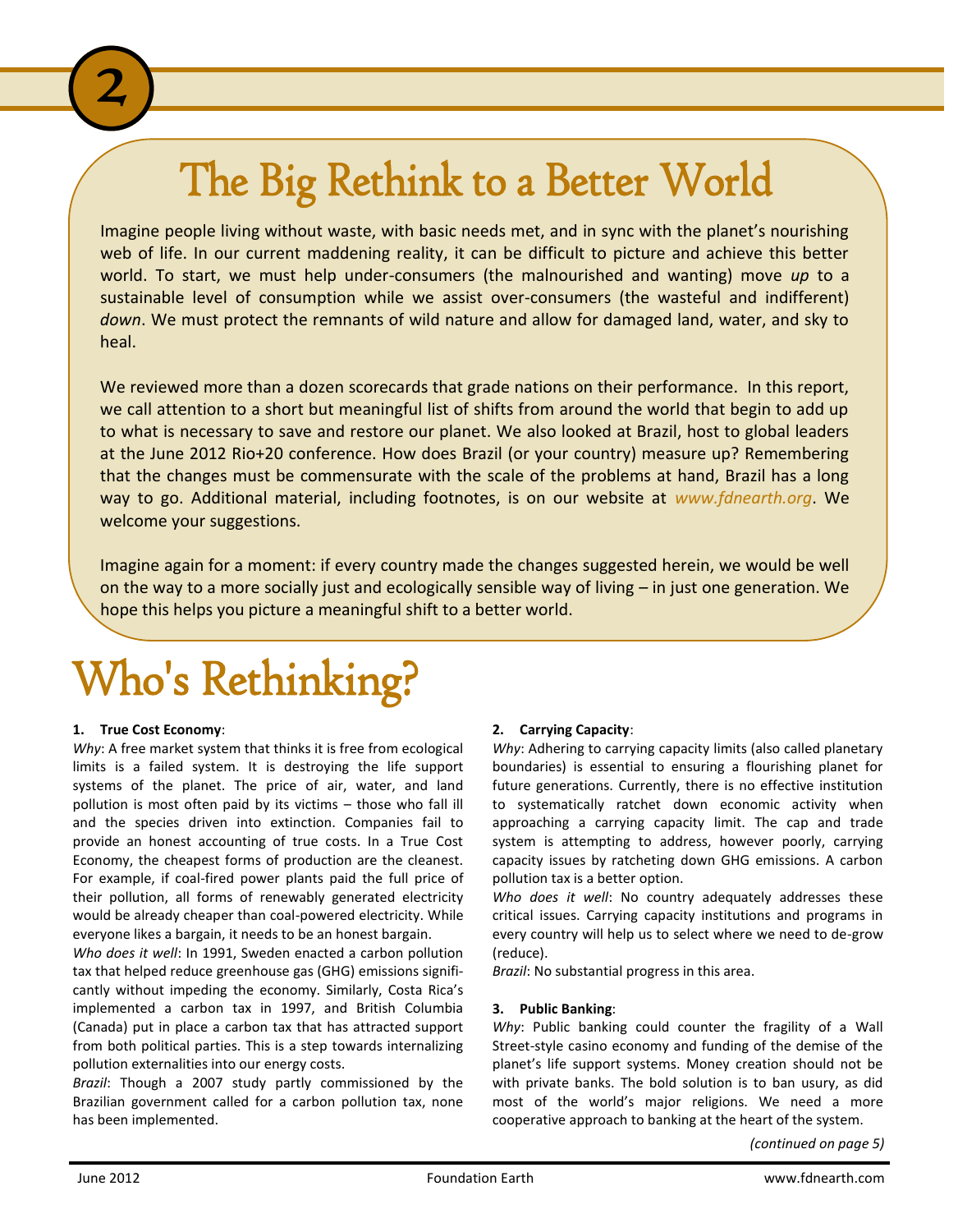# The Big Rethink to a Better World

Imagine people living without waste, with basic needs met, and in sync with the planet's nourishing web of life. In our current maddening reality, it can be difficult to picture and achieve this better world. To start, we must help under-consumers (the malnourished and wanting) move *up* to a sustainable level of consumption while we assist over-consumers (the wasteful and indifferent) *down*. We must protect the remnants of wild nature and allow for damaged land, water, and sky to heal.

We reviewed more than a dozen scorecards that grade nations on their performance. In this report, we call attention to a short but meaningful list of shifts from around the world that begin to add up to what is necessary to save and restore our planet. We also looked at Brazil, host to global leaders at the June 2012 Rio+20 conference. How does Brazil (or your country) measure up? Remembering that the changes must be commensurate with the scale of the problems at hand, Brazil has a long way to go. Additional material, including footnotes, is on our website at *www.fdnearth.org*. We welcome your suggestions.

Imagine again for a moment: if every country made the changes suggested herein, we would be well on the way to a more socially just and ecologically sensible way of living – in just one generation. We hope this helps you picture a meaningful shift to a better world.

# Who's Rethinking?

**1. True Cost Economy**:

*Why*: A free market system that thinks it is free from ecological limits is a failed system. It is destroying the life support systems of the planet. The price of air, water, and land pollution is most often paid by its victims – those who fall ill and the species driven into extinction. Companies fail to provide an honest accounting of true costs. In a True Cost Economy, the cheapest forms of production are the cleanest. For example, if coal-fired power plants paid the full price of their pollution, all forms of renewably generated electricity would be already cheaper than coal-powered electricity. While everyone likes a bargain, it needs to be an honest bargain.

*Who does it well*: In 1991, Sweden enacted a carbon pollution tax that helped reduce greenhouse gas (GHG) emissions significantly without impeding the economy. Similarly, Costa Rica's implemented a carbon tax in 1997, and British Columbia (Canada) put in place a carbon tax that has attracted support from both political parties. This is a step towards internalizing pollution externalities into our energy costs.

*Brazil*: Though a 2007 study partly commissioned by the Brazilian government called for a carbon pollution tax, none has been implemented.

**2. Carrying Capacity**:

*Why*: Adhering to carrying capacity limits (also called planetary boundaries) is essential to ensuring a flourishing planet for future generations. Currently, there is no effective institution to systematically ratchet down economic activity when approaching a carrying capacity limit. The cap and trade system is attempting to address, however poorly, carrying capacity issues by ratcheting down GHG emissions. A carbon pollution tax is a better option.

*Who does it well*: No country adequately addresses these critical issues. Carrying capacity institutions and programs in every country will help us to select where we need to de-grow (reduce).

*Brazil*: No substantial progress in this area.

**3. Public Banking**:

*Why*: Public banking could counter the fragility of a Wall Street-style casino economy and funding of the demise of the planet's life support systems. Money creation should not be with private banks. The bold solution is to ban usury, as did most of the world's major religions. We need a more cooperative approach to banking at the heart of the system.

*(continued on page 5)*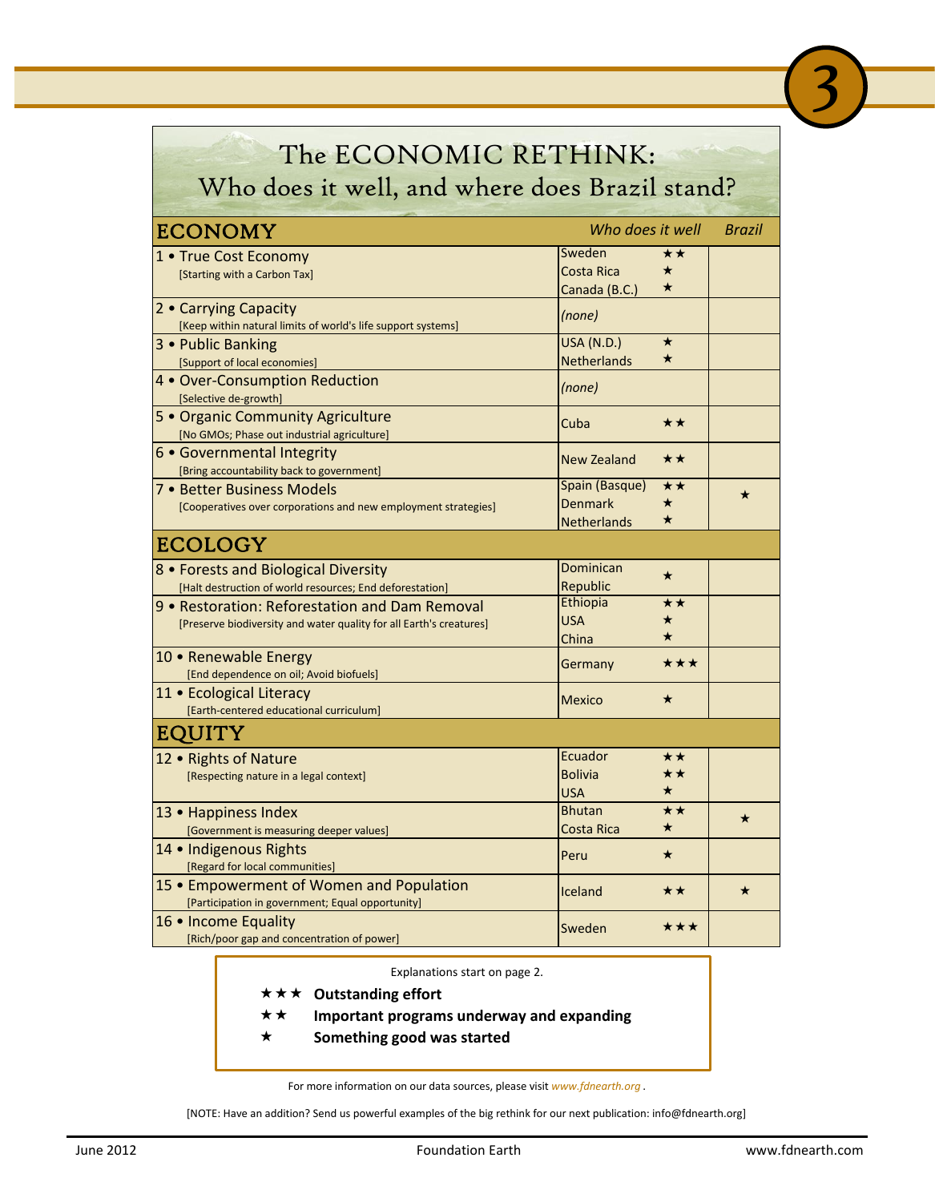# The ECONOMIC RETHINK: Who does it well, and where does Brazil stand?

| ECONOMY | Who does it well | | Brazil |
|---|---|---|---|
| 1 • True Cost Economy [Starting with a Carbon Tax] | Sweden<br>Costa Rica<br>Canada (B.C.) | ★★<br>★<br>★ | |
| 2 • Carrying Capacity [Keep within natural limits of world's life support systems] | *(none)* | | |
| 3 • Public Banking [Support of local economies] | USA (N.D.)<br>Netherlands | ★<br>★ | |
| 4 • Over-Consumption Reduction [Selective de-growth] | *(none)* | | |
| 5 • Organic Community Agriculture [No GMOs; Phase out industrial agriculture] | Cuba | ★★ | |
| 6 • Governmental Integrity [Bring accountability back to government] | New Zealand | ★★ | |
| 7 • Better Business Models [Cooperatives over corporations and new employment strategies] | Spain (Basque)<br>Denmark<br>Netherlands | ★★<br>★<br>★ | ★ |
| **ECOLOGY** | | | |
| 8 • Forests and Biological Diversity [Halt destruction of world resources; End deforestation] | Dominican Republic | ★ | |
| 9 • Restoration: Reforestation and Dam Removal [Preserve biodiversity and water quality for all Earth's creatures] | Ethiopia<br>USA<br>China | ★★<br>★<br>★ | |
| 10 • Renewable Energy [End dependence on oil; Avoid biofuels] | Germany | ★★★ | |
| 11 • Ecological Literacy [Earth-centered educational curriculum] | Mexico | ★ | |
| **EQUITY** | | | |
| 12 • Rights of Nature [Respecting nature in a legal context] | Ecuador<br>Bolivia<br>USA | ★★<br>★★<br>★ | |
| 13 • Happiness Index [Government is measuring deeper values] | Bhutan<br>Costa Rica | ★★<br>★ | ★ |
| 14 • Indigenous Rights [Regard for local communities] | Peru | ★ | |
| 15 • Empowerment of Women and Population [Participation in government; Equal opportunity] | Iceland | ★★ | ★ |
| 16 • Income Equality [Rich/poor gap and concentration of power] | Sweden | ★★★ | |

Explanations start on page 2.

- ★★★ **Outstanding effort**
- ★★ **Important programs underway and expanding**
- ★ **Something good was started**

For more information on our data sources, please visit *www.fdnearth.org* .

[NOTE: Have an addition? Send us powerful examples of the big rethink for our next publication: info@fdnearth.org]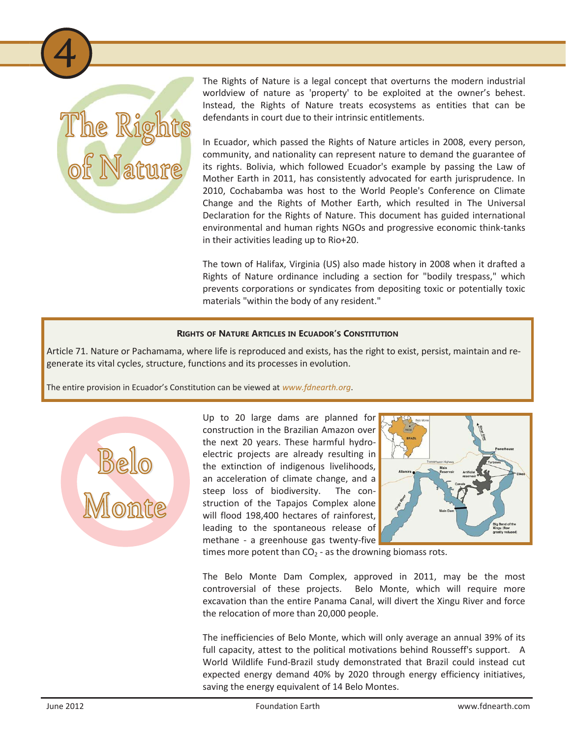## The Rights of Nature

The Rights of Nature is a legal concept that overturns the modern industrial worldview of nature as 'property' to be exploited at the owner's behest. Instead, the Rights of Nature treats ecosystems as entities that can be defendants in court due to their intrinsic entitlements.

In Ecuador, which passed the Rights of Nature articles in 2008, every person, community, and nationality can represent nature to demand the guarantee of its rights. Bolivia, which followed Ecuador's example by passing the Law of Mother Earth in 2011, has consistently advocated for earth jurisprudence. In 2010, Cochabamba was host to the World People's Conference on Climate Change and the Rights of Mother Earth, which resulted in The Universal Declaration for the Rights of Nature. This document has guided international environmental and human rights NGOs and progressive economic think-tanks in their activities leading up to Rio+20.

The town of Halifax, Virginia (US) also made history in 2008 when it drafted a Rights of Nature ordinance including a section for "bodily trespass," which prevents corporations or syndicates from depositing toxic or potentially toxic materials "within the body of any resident."

**RIGHTS OF NATURE ARTICLES IN ECUADOR'S CONSTITUTION**

Article 71. Nature or Pachamama, where life is reproduced and exists, has the right to exist, persist, maintain and re-generate its vital cycles, structure, functions and its processes in evolution.

The entire provision in Ecuador's Constitution can be viewed at *www.fdnearth.org*.

## Belo Monte

Up to 20 large dams are planned for construction in the Brazilian Amazon over the next 20 years. These harmful hydro-electric projects are already resulting in the extinction of indigenous livelihoods, an acceleration of climate change, and a steep loss of biodiversity. The construction of the Tapajos Complex alone will flood 198,400 hectares of rainforest, leading to the spontaneous release of methane - a greenhouse gas twenty-five times more potent than $CO_2$ - as the drowning biomass rots.

The Belo Monte Dam Complex, approved in 2011, may be the most controversial of these projects. Belo Monte, which will require more excavation than the entire Panama Canal, will divert the Xingu River and force the relocation of more than 20,000 people.

The inefficiencies of Belo Monte, which will only average an annual 39% of its full capacity, attest to the political motivations behind Rousseff's support. A World Wildlife Fund-Brazil study demonstrated that Brazil could instead cut expected energy demand 40% by 2020 through energy efficiency initiatives, saving the energy equivalent of 14 Belo Montes.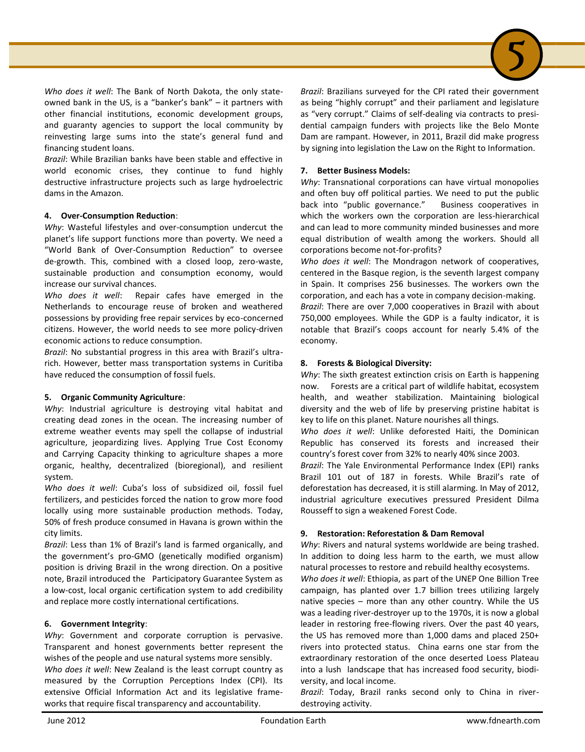*Who does it well*: The Bank of North Dakota, the only state-owned bank in the US, is a "banker's bank" – it partners with other financial institutions, economic development groups, and guaranty agencies to support the local community by reinvesting large sums into the state's general fund and financing student loans.

*Brazil*: While Brazilian banks have been stable and effective in world economic crises, they continue to fund highly destructive infrastructure projects such as large hydroelectric dams in the Amazon.

**4. Over-Consumption Reduction**:

*Why*: Wasteful lifestyles and over-consumption undercut the planet's life support functions more than poverty. We need a "World Bank of Over-Consumption Reduction" to oversee de-growth. This, combined with a closed loop, zero-waste, sustainable production and consumption economy, would increase our survival chances.

*Who does it well*: Repair cafes have emerged in the Netherlands to encourage reuse of broken and weathered possessions by providing free repair services by eco-concerned citizens. However, the world needs to see more policy-driven economic actions to reduce consumption.

*Brazil*: No substantial progress in this area with Brazil's ultra-rich. However, better mass transportation systems in Curitiba have reduced the consumption of fossil fuels.

**5. Organic Community Agriculture**:

*Why*: Industrial agriculture is destroying vital habitat and creating dead zones in the ocean. The increasing number of extreme weather events may spell the collapse of industrial agriculture, jeopardizing lives. Applying True Cost Economy and Carrying Capacity thinking to agriculture shapes a more organic, healthy, decentralized (bioregional), and resilient system.

*Who does it well*: Cuba's loss of subsidized oil, fossil fuel fertilizers, and pesticides forced the nation to grow more food locally using more sustainable production methods. Today, 50% of fresh produce consumed in Havana is grown within the city limits.

*Brazil*: Less than 1% of Brazil's land is farmed organically, and the government's pro-GMO (genetically modified organism) position is driving Brazil in the wrong direction. On a positive note, Brazil introduced the Participatory Guarantee System as a low-cost, local organic certification system to add credibility and replace more costly international certifications.

**6. Government Integrity**:

*Why*: Government and corporate corruption is pervasive. Transparent and honest governments better represent the wishes of the people and use natural systems more sensibly.

*Who does it well*: New Zealand is the least corrupt country as measured by the Corruption Perceptions Index (CPI). Its extensive Official Information Act and its legislative frameworks that require fiscal transparency and accountability.

*Brazil*: Brazilians surveyed for the CPI rated their government as being "highly corrupt" and their parliament and legislature as "very corrupt." Claims of self-dealing via contracts to presidential campaign funders with projects like the Belo Monte Dam are rampant. However, in 2011, Brazil did make progress by signing into legislation the Law on the Right to Information.

**7. Better Business Models:**

*Why*: Transnational corporations can have virtual monopolies and often buy off political parties. We need to put the public back into "public governance." Business cooperatives in which the workers own the corporation are less-hierarchical and can lead to more community minded businesses and more equal distribution of wealth among the workers. Should all corporations become not-for-profits?

*Who does it well*: The Mondragon network of cooperatives, centered in the Basque region, is the seventh largest company in Spain. It comprises 256 businesses. The workers own the corporation, and each has a vote in company decision-making.

*Brazil*: There are over 7,000 cooperatives in Brazil with about 750,000 employees. While the GDP is a faulty indicator, it is notable that Brazil's coops account for nearly 5.4% of the economy.

**8. Forests & Biological Diversity:**

*Why*: The sixth greatest extinction crisis on Earth is happening now. Forests are a critical part of wildlife habitat, ecosystem health, and weather stabilization. Maintaining biological diversity and the web of life by preserving pristine habitat is key to life on this planet. Nature nourishes all things.

*Who does it well*: Unlike deforested Haiti, the Dominican Republic has conserved its forests and increased their country's forest cover from 32% to nearly 40% since 2003.

*Brazil*: The Yale Environmental Performance Index (EPI) ranks Brazil 101 out of 187 in forests. While Brazil's rate of deforestation has decreased, it is still alarming. In May of 2012, industrial agriculture executives pressured President Dilma Rousseff to sign a weakened Forest Code.

**9. Restoration: Reforestation & Dam Removal**

*Why*: Rivers and natural systems worldwide are being trashed. In addition to doing less harm to the earth, we must allow natural processes to restore and rebuild healthy ecosystems.

*Who does it well*: Ethiopia, as part of the UNEP One Billion Tree campaign, has planted over 1.7 billion trees utilizing largely native species – more than any other country. While the US was a leading river-destroyer up to the 1970s, it is now a global leader in restoring free-flowing rivers. Over the past 40 years, the US has removed more than 1,000 dams and placed 250+ rivers into protected status. China earns one star from the extraordinary restoration of the once deserted Loess Plateau into a lush landscape that has increased food security, biodiversity, and local income.

*Brazil*: Today, Brazil ranks second only to China in river-destroying activity.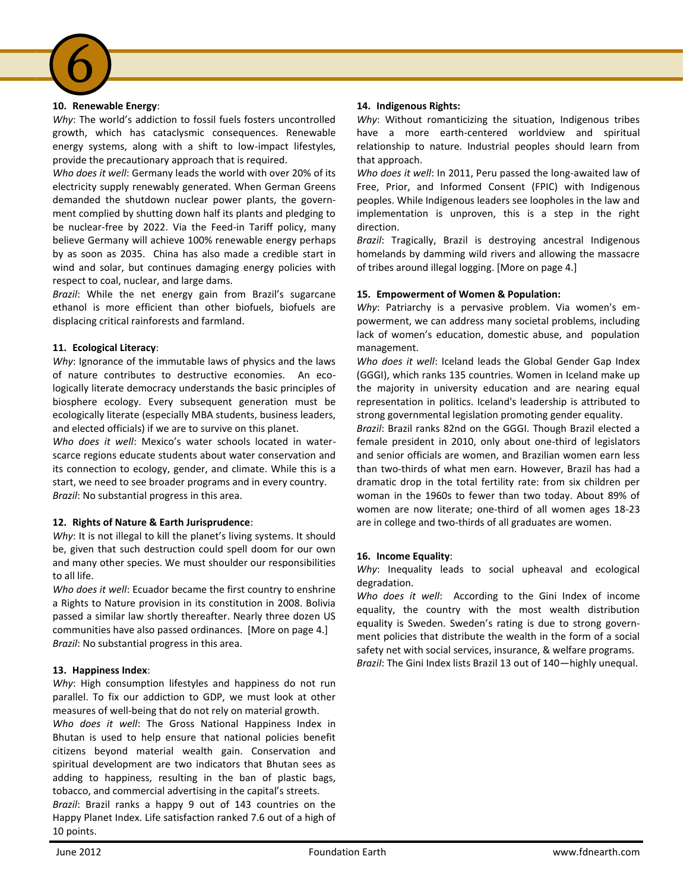**10. Renewable Energy**:

*Why*: The world's addiction to fossil fuels fosters uncontrolled growth, which has cataclysmic consequences. Renewable energy systems, along with a shift to low-impact lifestyles, provide the precautionary approach that is required.

*Who does it well*: Germany leads the world with over 20% of its electricity supply renewably generated. When German Greens demanded the shutdown nuclear power plants, the government complied by shutting down half its plants and pledging to be nuclear-free by 2022. Via the Feed-in Tariff policy, many believe Germany will achieve 100% renewable energy perhaps by as soon as 2035. China has also made a credible start in wind and solar, but continues damaging energy policies with respect to coal, nuclear, and large dams.

*Brazil*: While the net energy gain from Brazil's sugarcane ethanol is more efficient than other biofuels, biofuels are displacing critical rainforests and farmland.

**11. Ecological Literacy**:

*Why*: Ignorance of the immutable laws of physics and the laws of nature contributes to destructive economies. An ecologically literate democracy understands the basic principles of biosphere ecology. Every subsequent generation must be ecologically literate (especially MBA students, business leaders, and elected officials) if we are to survive on this planet.

*Who does it well*: Mexico's water schools located in water-scarce regions educate students about water conservation and its connection to ecology, gender, and climate. While this is a start, we need to see broader programs and in every country.

*Brazil*: No substantial progress in this area.

**12. Rights of Nature & Earth Jurisprudence**:

*Why*: It is not illegal to kill the planet's living systems. It should be, given that such destruction could spell doom for our own and many other species. We must shoulder our responsibilities to all life.

*Who does it well*: Ecuador became the first country to enshrine a Rights to Nature provision in its constitution in 2008. Bolivia passed a similar law shortly thereafter. Nearly three dozen US communities have also passed ordinances. [More on page 4.]

*Brazil*: No substantial progress in this area.

**13. Happiness Index**:

*Why*: High consumption lifestyles and happiness do not run parallel. To fix our addiction to GDP, we must look at other measures of well-being that do not rely on material growth.

*Who does it well*: The Gross National Happiness Index in Bhutan is used to help ensure that national policies benefit citizens beyond material wealth gain. Conservation and spiritual development are two indicators that Bhutan sees as adding to happiness, resulting in the ban of plastic bags, tobacco, and commercial advertising in the capital's streets.

*Brazil*: Brazil ranks a happy 9 out of 143 countries on the Happy Planet Index. Life satisfaction ranked 7.6 out of a high of 10 points.

**14. Indigenous Rights:**

*Why*: Without romanticizing the situation, Indigenous tribes have a more earth-centered worldview and spiritual relationship to nature. Industrial peoples should learn from that approach.

*Who does it well*: In 2011, Peru passed the long-awaited law of Free, Prior, and Informed Consent (FPIC) with Indigenous peoples. While Indigenous leaders see loopholes in the law and implementation is unproven, this is a step in the right direction.

*Brazil*: Tragically, Brazil is destroying ancestral Indigenous homelands by damming wild rivers and allowing the massacre of tribes around illegal logging. [More on page 4.]

**15. Empowerment of Women & Population:**

*Why*: Patriarchy is a pervasive problem. Via women's empowerment, we can address many societal problems, including lack of women's education, domestic abuse, and population management.

*Who does it well*: Iceland leads the Global Gender Gap Index (GGGI), which ranks 135 countries. Women in Iceland make up the majority in university education and are nearing equal representation in politics. Iceland's leadership is attributed to strong governmental legislation promoting gender equality.

*Brazil*: Brazil ranks 82nd on the GGGI. Though Brazil elected a female president in 2010, only about one-third of legislators and senior officials are women, and Brazilian women earn less than two-thirds of what men earn. However, Brazil has had a dramatic drop in the total fertility rate: from six children per woman in the 1960s to fewer than two today. About 89% of women are now literate; one-third of all women ages 18-23 are in college and two-thirds of all graduates are women.

**16. Income Equality**:

*Why*: Inequality leads to social upheaval and ecological degradation.

*Who does it well*: According to the Gini Index of income equality, the country with the most wealth distribution equality is Sweden. Sweden's rating is due to strong government policies that distribute the wealth in the form of a social safety net with social services, insurance, & welfare programs.

*Brazil*: The Gini Index lists Brazil 13 out of 140—highly unequal.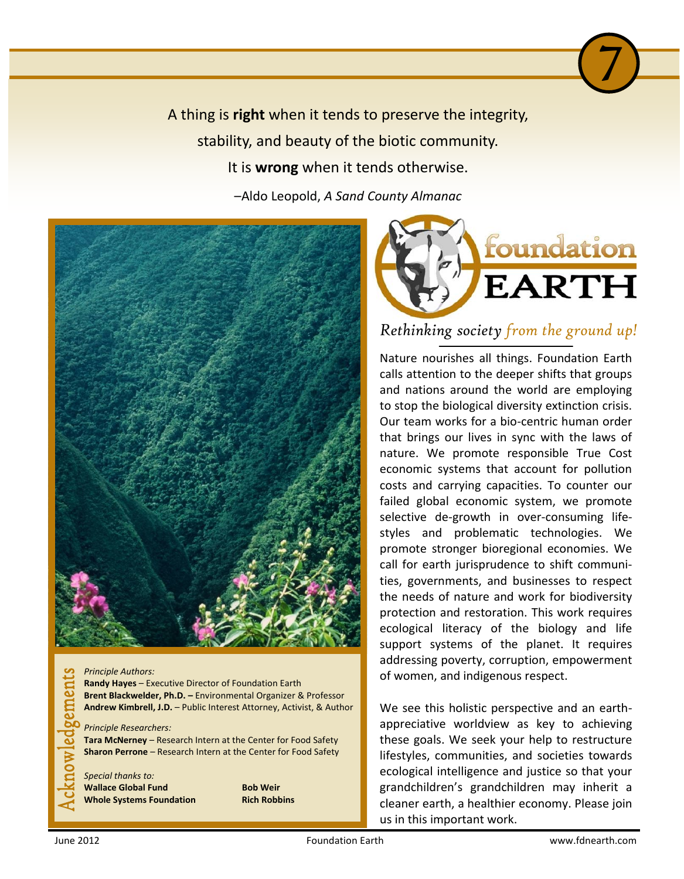A thing is **right** when it tends to preserve the integrity,

stability, and beauty of the biotic community.

It is **wrong** when it tends otherwise.

–Aldo Leopold, *A Sand County Almanac*

## Acknowledgements

*Principle Authors:*

**Randy Hayes** – Executive Director of Foundation Earth
**Brent Blackwelder, Ph.D. –** Environmental Organizer & Professor
**Andrew Kimbrell, J.D.** – Public Interest Attorney, Activist, & Author

*Principle Researchers:*

**Tara McNerney** – Research Intern at the Center for Food Safety
**Sharon Perrone** – Research Intern at the Center for Food Safety

*Special thanks to:*

**Wallace Global Fund**
**Whole Systems Foundation**
**Bob Weir**
**Rich Robbins**

# foundation EARTH

*Rethinking society from the ground up!*

Nature nourishes all things. Foundation Earth calls attention to the deeper shifts that groups and nations around the world are employing to stop the biological diversity extinction crisis. Our team works for a bio-centric human order that brings our lives in sync with the laws of nature. We promote responsible True Cost economic systems that account for pollution costs and carrying capacities. To counter our failed global economic system, we promote selective de-growth in over-consuming life-styles and problematic technologies. We promote stronger bioregional economies. We call for earth jurisprudence to shift communities, governments, and businesses to respect the needs of nature and work for biodiversity protection and restoration. This work requires ecological literacy of the biology and life support systems of the planet. It requires addressing poverty, corruption, empowerment of women, and indigenous respect.

We see this holistic perspective and an earth-appreciative worldview as key to achieving these goals. We seek your help to restructure lifestyles, communities, and societies towards ecological intelligence and justice so that your grandchildren's grandchildren may inherit a cleaner earth, a healthier economy. Please join us in this important work.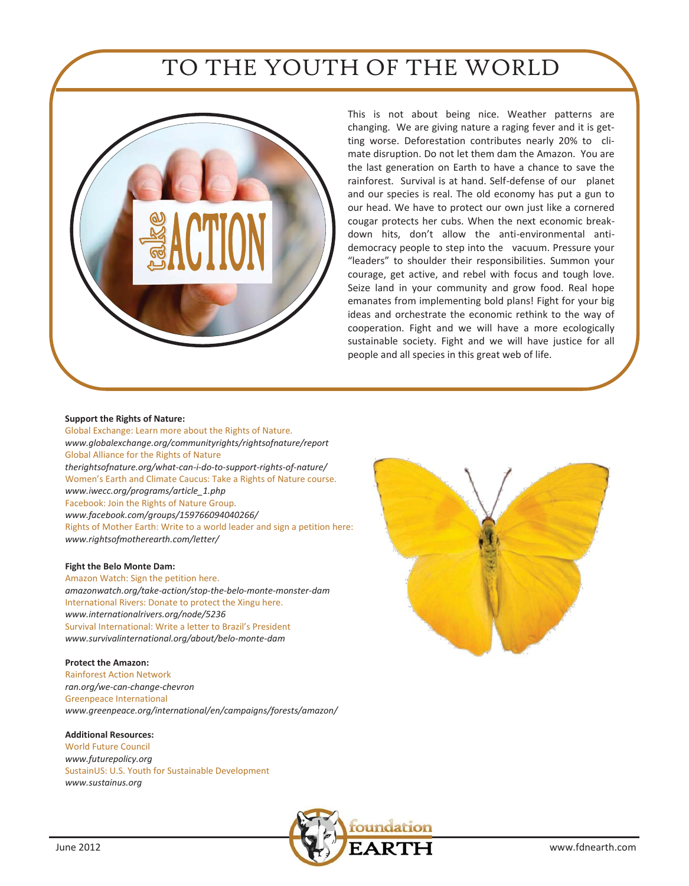# TO THE YOUTH OF THE WORLD

This is not about being nice. Weather patterns are changing. We are giving nature a raging fever and it is getting worse. Deforestation contributes nearly 20% to climate disruption. Do not let them dam the Amazon. You are the last generation on Earth to have a chance to save the rainforest. Survival is at hand. Self-defense of our planet and our species is real. The old economy has put a gun to our head. We have to protect our own just like a cornered cougar protects her cubs. When the next economic breakdown hits, don't allow the anti-environmental anti-democracy people to step into the vacuum. Pressure your "leaders" to shoulder their responsibilities. Summon your courage, get active, and rebel with focus and tough love. Seize land in your community and grow food. Real hope emanates from implementing bold plans! Fight for your big ideas and orchestrate the economic rethink to the way of cooperation. Fight and we will have a more ecologically sustainable society. Fight and we will have justice for all people and all species in this great web of life.

**Support the Rights of Nature:**

Global Exchange: Learn more about the Rights of Nature.
*www.globalexchange.org/communityrights/rightsofnature/report*
Global Alliance for the Rights of Nature
*therightsofnature.org/what-can-i-do-to-support-rights-of-nature/*
Women's Earth and Climate Caucus: Take a Rights of Nature course.
*www.iwecc.org/programs/article_1.php*
Facebook: Join the Rights of Nature Group.
*www.facebook.com/groups/159766094040266/*
Rights of Mother Earth: Write to a world leader and sign a petition here:
*www.rightsofmotherearth.com/letter/*

**Fight the Belo Monte Dam:**

Amazon Watch: Sign the petition here.
*amazonwatch.org/take-action/stop-the-belo-monte-monster-dam*
International Rivers: Donate to protect the Xingu here.
*www.internationalrivers.org/node/5236*
Survival International: Write a letter to Brazil's President
*www.survivalinternational.org/about/belo-monte-dam*

**Protect the Amazon:**

Rainforest Action Network
*ran.org/we-can-change-chevron*
Greenpeace International
*www.greenpeace.org/international/en/campaigns/forests/amazon/*

**Additional Resources:**

World Future Council
*www.futurepolicy.org*
SustainUS: U.S. Youth for Sustainable Development
*www.sustainus.org*